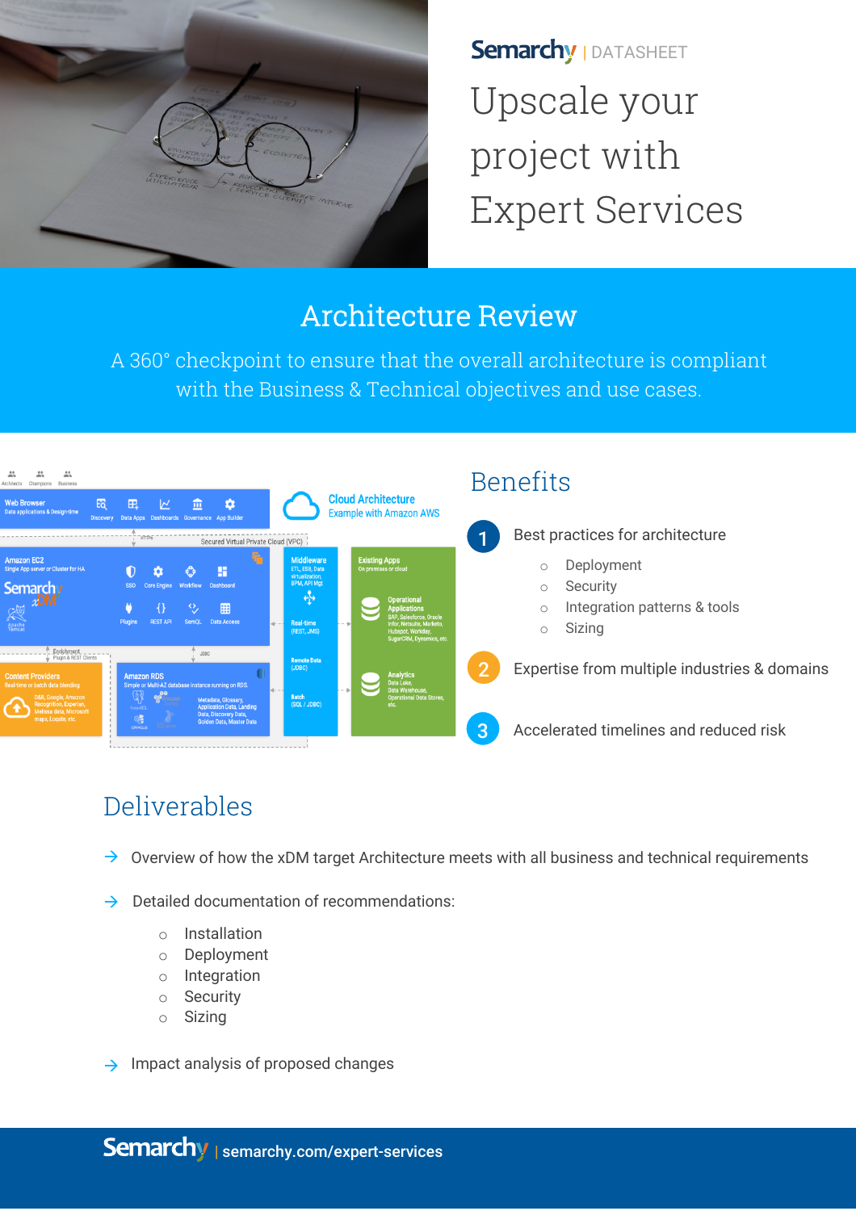Semarchy | DATASHEET

# Upscale your project with Expert Services

## Architecture Review

A 360° checkpoint to ensure that the overall architecture is compliant with the Business & Technical objectives and use cases.

## Benefits

1. Best practices for architecture
   - Deployment
   - Security
   - Integration patterns & tools
   - Sizing
2. Expertise from multiple industries & domains
3. Accelerated timelines and reduced risk

## Deliverables

→ Overview of how the xDM target Architecture meets with all business and technical requirements

→ Detailed documentation of recommendations:

- Installation
- Deployment
- Integration
- Security
- Sizing

→ Impact analysis of proposed changes

Semarchy | semarchy.com/expert-services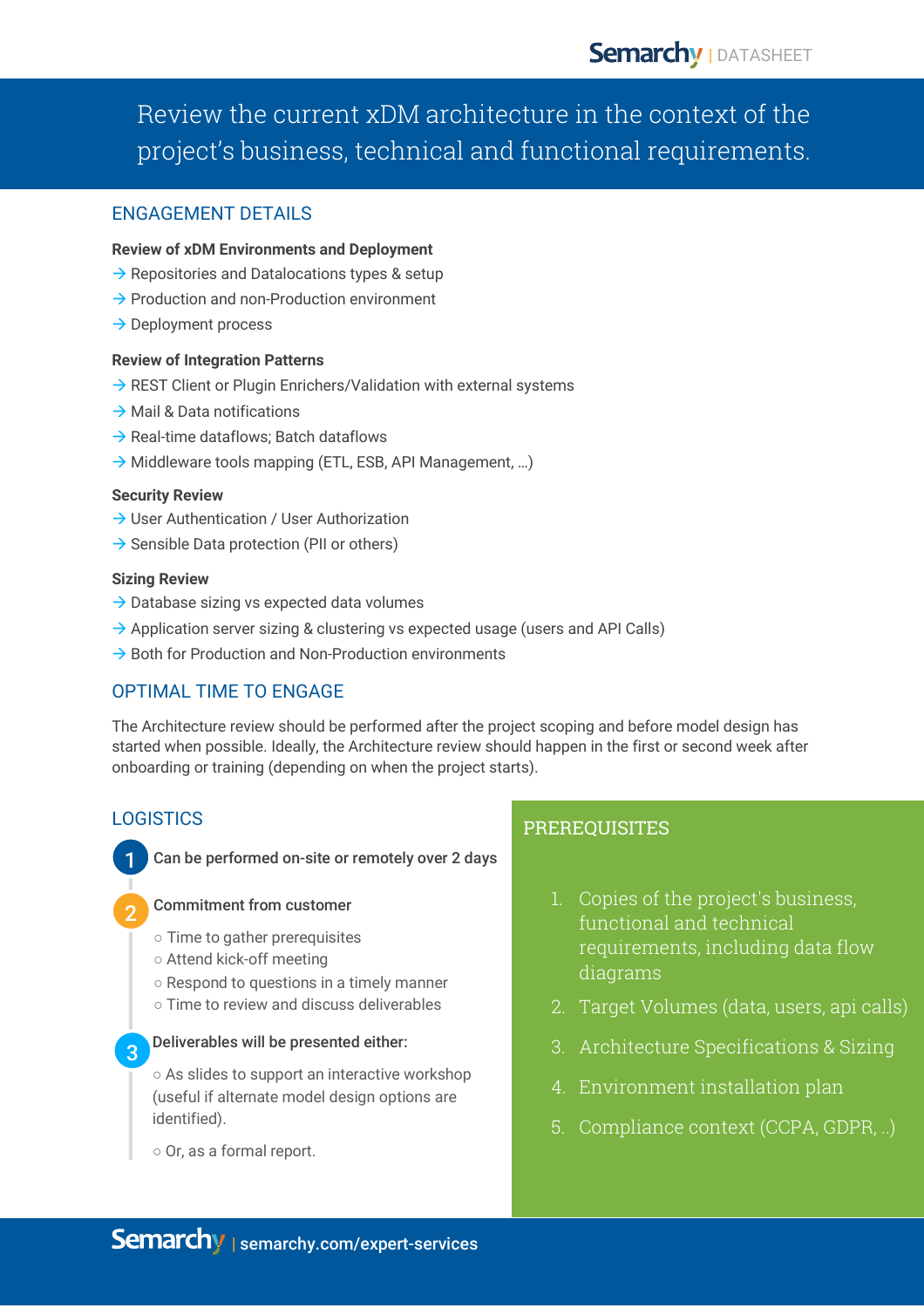# Review the current xDM architecture in the context of the project's business, technical and functional requirements.

## ENGAGEMENT DETAILS

**Review of xDM Environments and Deployment**

→ Repositories and Datalocations types & setup
→ Production and non-Production environment
→ Deployment process

**Review of Integration Patterns**

→ REST Client or Plugin Enrichers/Validation with external systems
→ Mail & Data notifications
→ Real-time dataflows; Batch dataflows
→ Middleware tools mapping (ETL, ESB, API Management, …)

**Security Review**

→ User Authentication / User Authorization
→ Sensible Data protection (PII or others)

**Sizing Review**

→ Database sizing vs expected data volumes
→ Application server sizing & clustering vs expected usage (users and API Calls)
→ Both for Production and Non-Production environments

## OPTIMAL TIME TO ENGAGE

The Architecture review should be performed after the project scoping and before model design has started when possible. Ideally, the Architecture review should happen in the first or second week after onboarding or training (depending on when the project starts).

## LOGISTICS

1. **Can be performed on-site or remotely over 2 days**

2. **Commitment from customer**

   ○ Time to gather prerequisites
   ○ Attend kick-off meeting
   ○ Respond to questions in a timely manner
   ○ Time to review and discuss deliverables

3. **Deliverables will be presented either:**

   ○ As slides to support an interactive workshop (useful if alternate model design options are identified).

   ○ Or, as a formal report.

## PREREQUISITES

1. Copies of the project's business, functional and technical requirements, including data flow diagrams
2. Target Volumes (data, users, api calls)
3. Architecture Specifications & Sizing
4. Environment installation plan
5. Compliance context (CCPA, GDPR, ..)

Semarchy | semarchy.com/expert-services